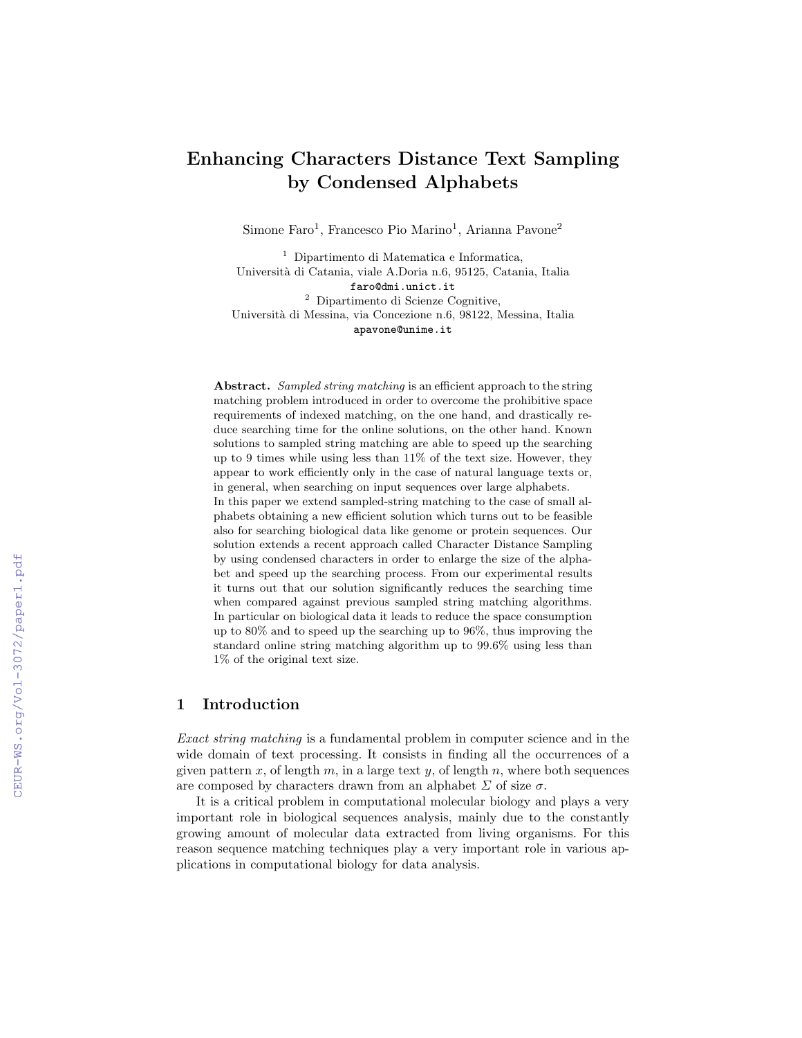# Enhancing Characters Distance Text Sampling by Condensed Alphabets

Simone Faro[1], Francesco Pio Marino[1], Arianna Pavone[2]

[1] Dipartimento di Matematica e Informatica,
Università di Catania, viale A.Doria n.6, 95125, Catania, Italia
faro@dmi.unict.it

[2] Dipartimento di Scienze Cognitive,
Università di Messina, via Concezione n.6, 98122, Messina, Italia
apavone@unime.it

**Abstract.** *Sampled string matching* is an efficient approach to the string matching problem introduced in order to overcome the prohibitive space requirements of indexed matching, on the one hand, and drastically reduce searching time for the online solutions, on the other hand. Known solutions to sampled string matching are able to speed up the searching up to 9 times while using less than 11% of the text size. However, they appear to work efficiently only in the case of natural language texts or, in general, when searching on input sequences over large alphabets.
In this paper we extend sampled-string matching to the case of small alphabets obtaining a new efficient solution which turns out to be feasible also for searching biological data like genome or protein sequences. Our solution extends a recent approach called Character Distance Sampling by using condensed characters in order to enlarge the size of the alphabet and speed up the searching process. From our experimental results it turns out that our solution significantly reduces the searching time when compared against previous sampled string matching algorithms. In particular on biological data it leads to reduce the space consumption up to 80% and to speed up the searching up to 96%, thus improving the standard online string matching algorithm up to 99.6% using less than 1% of the original text size.

## 1 Introduction

*Exact string matching* is a fundamental problem in computer science and in the wide domain of text processing. It consists in finding all the occurrences of a given pattern $x$, of length $m$, in a large text $y$, of length $n$, where both sequences are composed by characters drawn from an alphabet $\Sigma$ of size $\sigma$.

It is a critical problem in computational molecular biology and plays a very important role in biological sequences analysis, mainly due to the constantly growing amount of molecular data extracted from living organisms. For this reason sequence matching techniques play a very important role in various applications in computational biology for data analysis.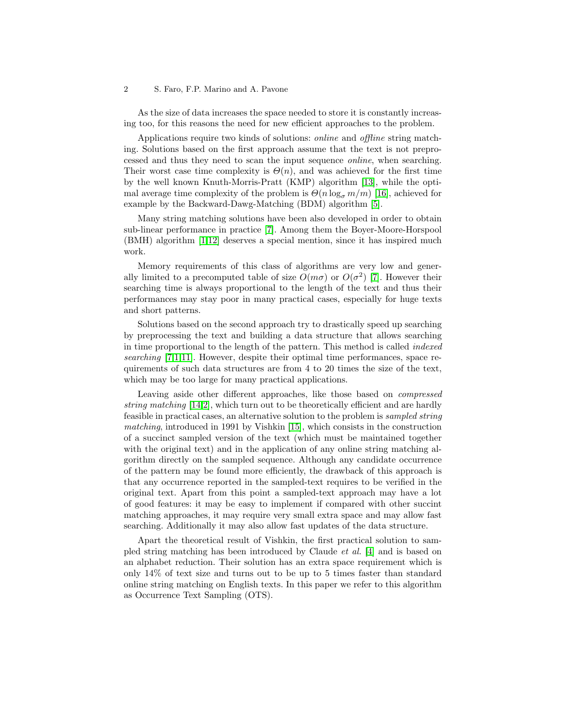As the size of data increases the space needed to store it is constantly increasing too, for this reasons the need for new efficient approaches to the problem.

Applications require two kinds of solutions: *online* and *offline* string matching. Solutions based on the first approach assume that the text is not preprocessed and thus they need to scan the input sequence *online*, when searching. Their worst case time complexity is $\Theta(n)$, and was achieved for the first time by the well known Knuth-Morris-Pratt (KMP) algorithm [13], while the optimal average time complexity of the problem is $\Theta(n \log_\sigma m/m)$ [16], achieved for example by the Backward-Dawg-Matching (BDM) algorithm [5].

Many string matching solutions have been also developed in order to obtain sub-linear performance in practice [7]. Among them the Boyer-Moore-Horspool (BMH) algorithm [1,12] deserves a special mention, since it has inspired much work.

Memory requirements of this class of algorithms are very low and generally limited to a precomputed table of size $O(m\sigma)$ or $O(\sigma^2)$ [7]. However their searching time is always proportional to the length of the text and thus their performances may stay poor in many practical cases, especially for huge texts and short patterns.

Solutions based on the second approach try to drastically speed up searching by preprocessing the text and building a data structure that allows searching in time proportional to the length of the pattern. This method is called *indexed searching* [7,1,11]. However, despite their optimal time performances, space requirements of such data structures are from 4 to 20 times the size of the text, which may be too large for many practical applications.

Leaving aside other different approaches, like those based on *compressed string matching* [14,2], which turn out to be theoretically efficient and are hardly feasible in practical cases, an alternative solution to the problem is *sampled string matching*, introduced in 1991 by Vishkin [15], which consists in the construction of a succinct sampled version of the text (which must be maintained together with the original text) and in the application of any online string matching algorithm directly on the sampled sequence. Although any candidate occurrence of the pattern may be found more efficiently, the drawback of this approach is that any occurrence reported in the sampled-text requires to be verified in the original text. Apart from this point a sampled-text approach may have a lot of good features: it may be easy to implement if compared with other succint matching approaches, it may require very small extra space and may allow fast searching. Additionally it may also allow fast updates of the data structure.

Apart the theoretical result of Vishkin, the first practical solution to sampled string matching has been introduced by Claude *et al.* [4] and is based on an alphabet reduction. Their solution has an extra space requirement which is only 14% of text size and turns out to be up to 5 times faster than standard online string matching on English texts. In this paper we refer to this algorithm as Occurrence Text Sampling (OTS).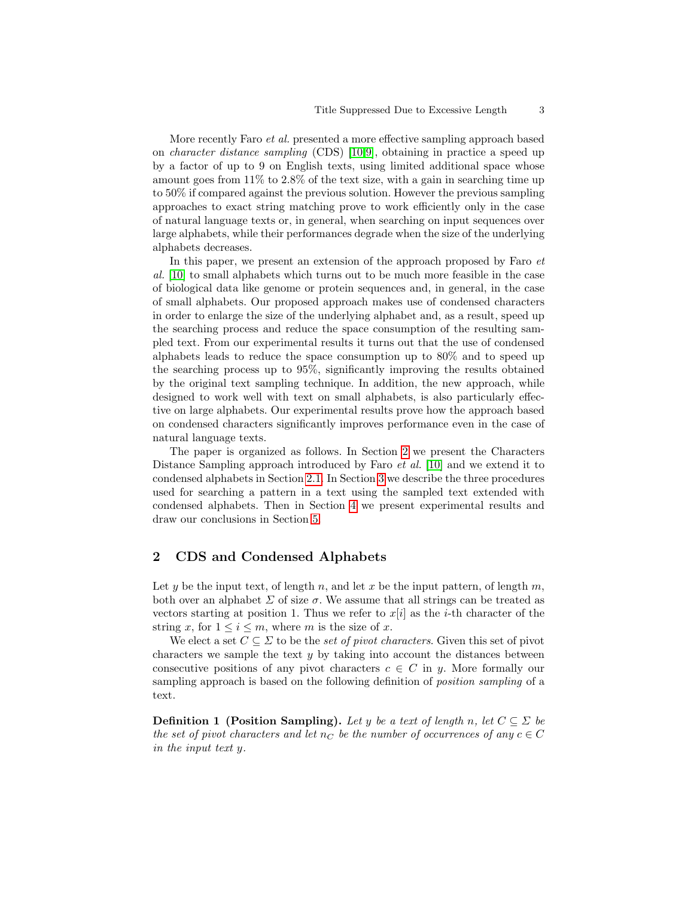More recently Faro *et al.* presented a more effective sampling approach based on *character distance sampling* (CDS) [10,9], obtaining in practice a speed up by a factor of up to 9 on English texts, using limited additional space whose amount goes from 11% to 2.8% of the text size, with a gain in searching time up to 50% if compared against the previous solution. However the previous sampling approaches to exact string matching prove to work efficiently only in the case of natural language texts or, in general, when searching on input sequences over large alphabets, while their performances degrade when the size of the underlying alphabets decreases.

In this paper, we present an extension of the approach proposed by Faro *et al.* [10] to small alphabets which turns out to be much more feasible in the case of biological data like genome or protein sequences and, in general, in the case of small alphabets. Our proposed approach makes use of condensed characters in order to enlarge the size of the underlying alphabet and, as a result, speed up the searching process and reduce the space consumption of the resulting sampled text. From our experimental results it turns out that the use of condensed alphabets leads to reduce the space consumption up to 80% and to speed up the searching process up to 95%, significantly improving the results obtained by the original text sampling technique. In addition, the new approach, while designed to work well with text on small alphabets, is also particularly effective on large alphabets. Our experimental results prove how the approach based on condensed characters significantly improves performance even in the case of natural language texts.

The paper is organized as follows. In Section 2 we present the Characters Distance Sampling approach introduced by Faro *et al.* [10] and we extend it to condensed alphabets in Section 2.1. In Section 3 we describe the three procedures used for searching a pattern in a text using the sampled text extended with condensed alphabets. Then in Section 4 we present experimental results and draw our conclusions in Section 5.

## 2 CDS and Condensed Alphabets

Let $y$ be the input text, of length $n$, and let $x$ be the input pattern, of length $m$, both over an alphabet $\Sigma$ of size $\sigma$. We assume that all strings can be treated as vectors starting at position 1. Thus we refer to $x[i]$ as the $i$-th character of the string $x$, for $1 \leq i \leq m$, where $m$ is the size of $x$.

We elect a set $C \subseteq \Sigma$ to be the *set of pivot characters*. Given this set of pivot characters we sample the text $y$ by taking into account the distances between consecutive positions of any pivot characters $c \in C$ in $y$. More formally our sampling approach is based on the following definition of *position sampling* of a text.

**Definition 1 (Position Sampling).** *Let $y$ be a text of length $n$, let $C \subseteq \Sigma$ be the set of pivot characters and let $n_C$ be the number of occurrences of any $c \in C$ in the input text $y$.*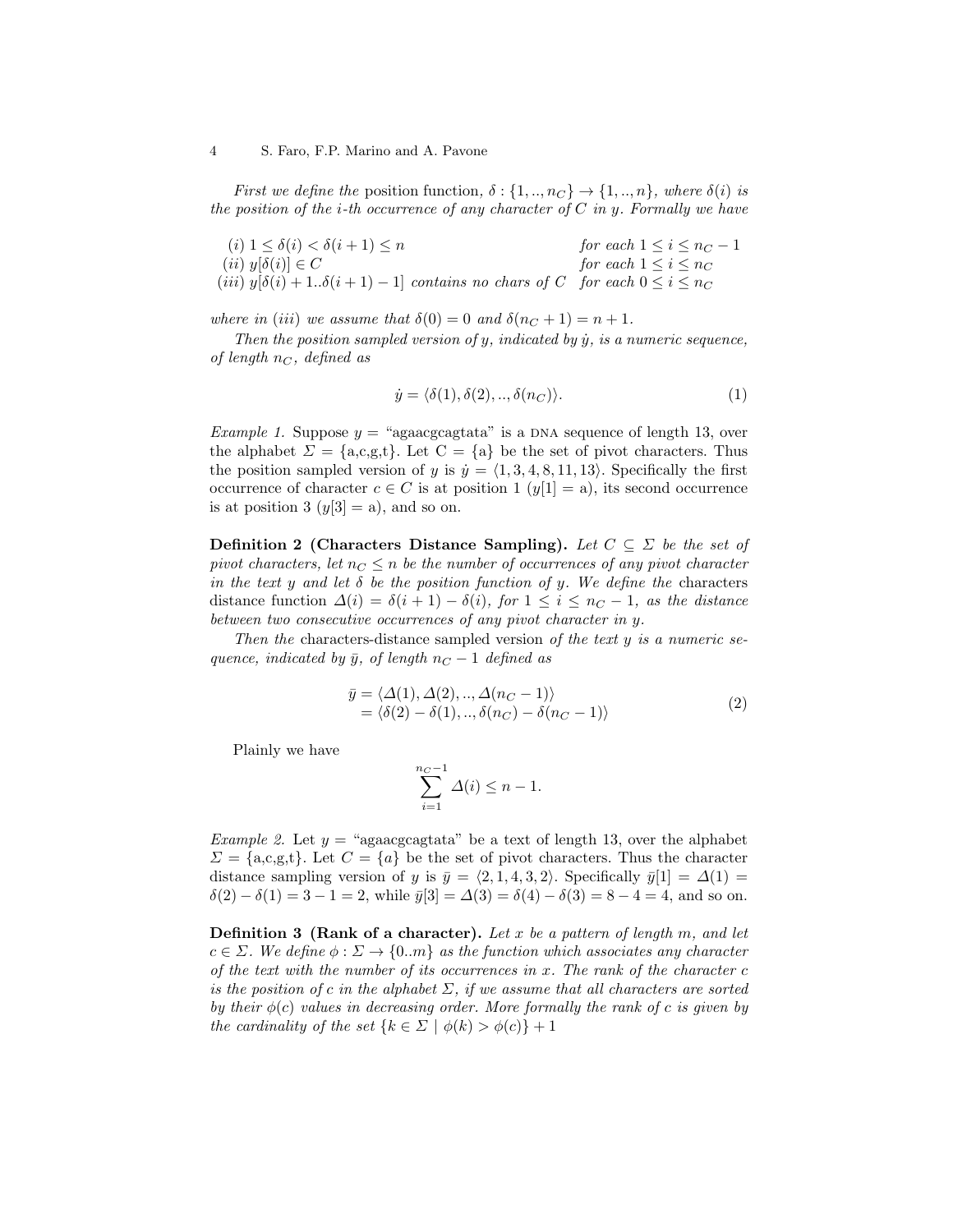*First we define the* position function, $\delta : \{1,..,n_C\} \rightarrow \{1,..,n\}$, *where* $\delta(i)$ *is the position of the i-th occurrence of any character of* $C$ *in* $y$*. Formally we have*

| | |
|---|---|
| $(i)\ 1 \leq \delta(i) < \delta(i+1) \leq n$ | *for each* $1 \leq i \leq n_C - 1$ |
| $(ii)\ y[\delta(i)] \in C$ | *for each* $1 \leq i \leq n_C$ |
| $(iii)\ y[\delta(i)+1..\delta(i+1)-1]$ *contains no chars of* $C$ | *for each* $0 \leq i \leq n_C$ |

*where in* $(iii)$ *we assume that* $\delta(0) = 0$ *and* $\delta(n_C + 1) = n + 1$.

*Then the position sampled version of* $y$*, indicated by* $\dot{y}$*, is a numeric sequence, of length* $n_C$*, defined as*

$$\dot{y} = \langle \delta(1), \delta(2), .., \delta(n_C) \rangle. \tag{1}$$

*Example 1.* Suppose $y$ = "agaacgcagtata" is a DNA sequence of length 13, over the alphabet $\Sigma = \{\text{a,c,g,t}\}$. Let $C = \{\text{a}\}$ be the set of pivot characters. Thus the position sampled version of $y$ is $\dot{y} = \langle 1, 3, 4, 8, 11, 13 \rangle$. Specifically the first occurrence of character $c \in C$ is at position 1 ($y[1] = \text{a}$), its second occurrence is at position 3 ($y[3] = \text{a}$), and so on.

**Definition 2 (Characters Distance Sampling).** *Let* $C \subseteq \Sigma$ *be the set of pivot characters, let* $n_C \leq n$ *be the number of occurrences of any pivot character in the text* $y$ *and let* $\delta$ *be the position function of* $y$*. We define the* characters distance function $\Delta(i) = \delta(i+1) - \delta(i)$*, for* $1 \leq i \leq n_C - 1$*, as the distance between two consecutive occurrences of any pivot character in* $y$*.*

*Then the* characters-distance sampled version *of the text* $y$ *is a numeric sequence, indicated by* $\bar{y}$*, of length* $n_C - 1$ *defined as*

$$\begin{aligned}\bar{y} &= \langle \Delta(1), \Delta(2), .., \Delta(n_C - 1) \rangle \\ &= \langle \delta(2) - \delta(1), .., \delta(n_C) - \delta(n_C - 1) \rangle\end{aligned} \tag{2}$$

Plainly we have

$$\sum_{i=1}^{n_C - 1} \Delta(i) \leq n - 1.$$

*Example 2.* Let $y$ = "agaacgcagtata" be a text of length 13, over the alphabet $\Sigma = \{\text{a,c,g,t}\}$. Let $C = \{a\}$ be the set of pivot characters. Thus the character distance sampling version of $y$ is $\bar{y} = \langle 2, 1, 4, 3, 2 \rangle$. Specifically $\bar{y}[1] = \Delta(1) = \delta(2) - \delta(1) = 3 - 1 = 2$, while $\bar{y}[3] = \Delta(3) = \delta(4) - \delta(3) = 8 - 4 = 4$, and so on.

**Definition 3 (Rank of a character).** *Let* $x$ *be a pattern of length* $m$*, and let* $c \in \Sigma$*. We define* $\phi : \Sigma \rightarrow \{0..m\}$ *as the function which associates any character of the text with the number of its occurrences in* $x$*. The rank of the character* $c$ *is the position of* $c$ *in the alphabet* $\Sigma$*, if we assume that all characters are sorted by their* $\phi(c)$ *values in decreasing order. More formally the rank of* $c$ *is given by the cardinality of the set* $\{k \in \Sigma \mid \phi(k) > \phi(c)\} + 1$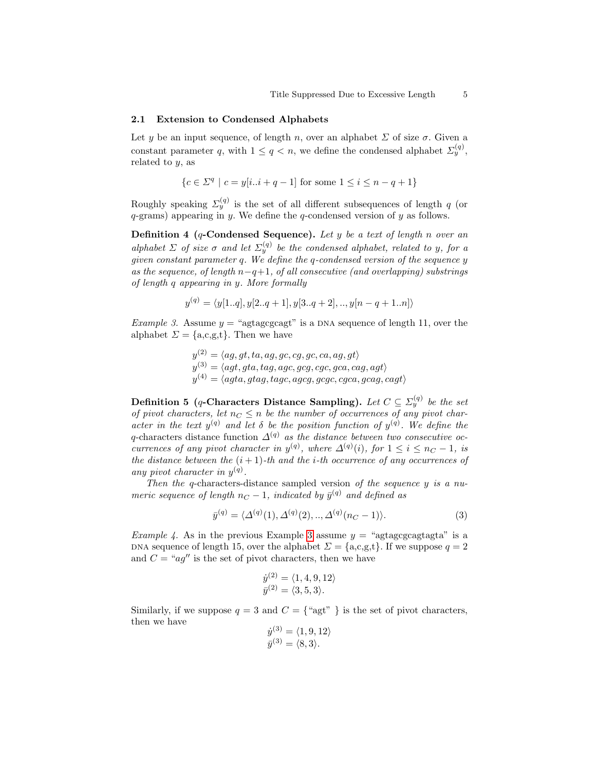### 2.1 Extension to Condensed Alphabets

Let $y$ be an input sequence, of length $n$, over an alphabet $\Sigma$ of size $\sigma$. Given a constant parameter $q$, with $1 \leq q < n$, we define the condensed alphabet $\Sigma_y^{(q)}$, related to $y$, as

$$\{c \in \Sigma^q \mid c = y[i..i+q-1] \text{ for some } 1 \leq i \leq n-q+1\}$$

Roughly speaking $\Sigma_y^{(q)}$ is the set of all different subsequences of length $q$ (or $q$-grams) appearing in $y$. We define the $q$-condensed version of $y$ as follows.

**Definition 4 ($q$-Condensed Sequence).** *Let $y$ be a text of length $n$ over an alphabet $\Sigma$ of size $\sigma$ and let $\Sigma_y^{(q)}$ be the condensed alphabet, related to $y$, for a given constant parameter $q$. We define the $q$-condensed version of the sequence $y$ as the sequence, of length $n-q+1$, of all consecutive (and overlapping) substrings of length $q$ appearing in $y$. More formally*

$$y^{(q)} = \langle y[1..q], y[2..q+1], y[3..q+2], .., y[n-q+1..n] \rangle$$

*Example 3.* Assume $y$ = "agtagcgcagt" is a DNA sequence of length 11, over the alphabet $\Sigma = \{\text{a,c,g,t}\}$. Then we have

$$
\begin{aligned}
y^{(2)} &= \langle ag, gt, ta, ag, gc, cg, gc, ca, ag, gt \rangle \\
y^{(3)} &= \langle agt, gta, tag, agc, gcg, cgc, gca, cag, agt \rangle \\
y^{(4)} &= \langle agta, gtag, tagc, agcg, gcgc, cgca, gcag, cagt \rangle
\end{aligned}
$$

**Definition 5 ($q$-Characters Distance Sampling).** *Let $C \subseteq \Sigma_y^{(q)}$ be the set of pivot characters, let $n_C \leq n$ be the number of occurrences of any pivot character in the text $y^{(q)}$ and let $\delta$ be the position function of $y^{(q)}$. We define the $q$-characters distance function $\Delta^{(q)}$ as the distance between two consecutive occurrences of any pivot character in $y^{(q)}$, where $\Delta^{(q)}(i)$, for $1 \leq i \leq n_C - 1$, is the distance between the $(i+1)$-th and the $i$-th occurrence of any occurrences of any pivot character in $y^{(q)}$.*

*Then the $q$-characters-distance sampled version of the sequence $y$ is a numeric sequence of length $n_C - 1$, indicated by $\bar{y}^{(q)}$ and defined as*

$$\bar{y}^{(q)} = \langle \Delta^{(q)}(1), \Delta^{(q)}(2), .., \Delta^{(q)}(n_C - 1) \rangle. \tag{3}$$

*Example 4.* As in the previous Example 3 assume $y$ = "agtagcgcagtagta" is a DNA sequence of length 15, over the alphabet $\Sigma = \{\text{a,c,g,t}\}$. If we suppose $q = 2$ and $C$ = "$ag''$ is the set of pivot characters, then we have

$$
\begin{aligned}
\dot{y}^{(2)} &= \langle 1, 4, 9, 12 \rangle \\
\bar{y}^{(2)} &= \langle 3, 5, 3 \rangle.
\end{aligned}
$$

Similarly, if we suppose $q = 3$ and $C = \{$"agt" $\}$ is the set of pivot characters, then we have

$$
\begin{aligned}
\dot{y}^{(3)} &= \langle 1, 9, 12 \rangle \\
\bar{y}^{(3)} &= \langle 8, 3 \rangle.
\end{aligned}
$$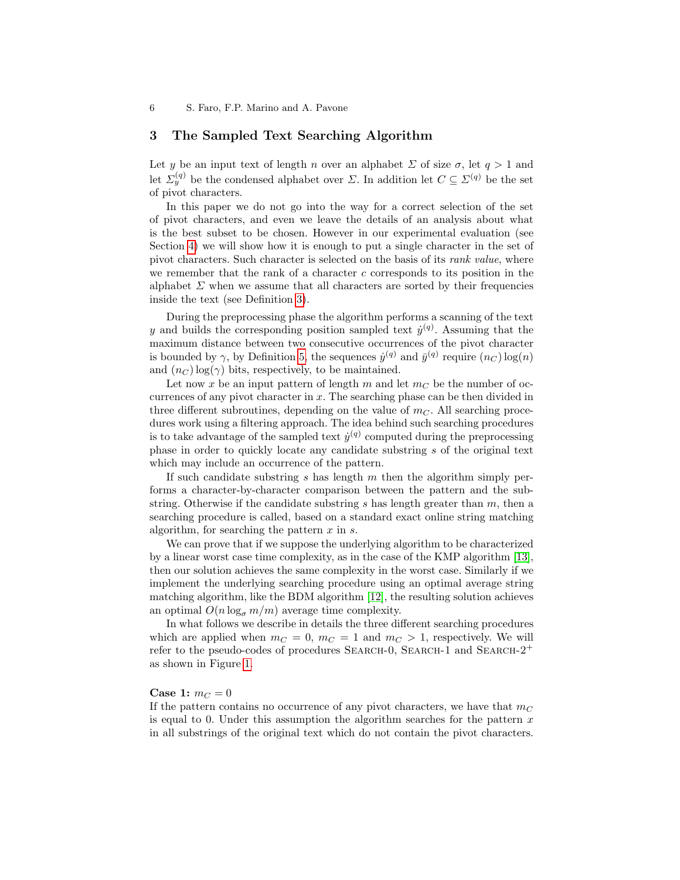## 3 The Sampled Text Searching Algorithm

Let $y$ be an input text of length $n$ over an alphabet $\Sigma$ of size $\sigma$, let $q > 1$ and let $\Sigma_y^{(q)}$ be the condensed alphabet over $\Sigma$. In addition let $C \subseteq \Sigma^{(q)}$ be the set of pivot characters.

In this paper we do not go into the way for a correct selection of the set of pivot characters, and even we leave the details of an analysis about what is the best subset to be chosen. However in our experimental evaluation (see Section 4) we will show how it is enough to put a single character in the set of pivot characters. Such character is selected on the basis of its *rank value*, where we remember that the rank of a character $c$ corresponds to its position in the alphabet $\Sigma$ when we assume that all characters are sorted by their frequencies inside the text (see Definition 3).

During the preprocessing phase the algorithm performs a scanning of the text $y$ and builds the corresponding position sampled text $\dot{y}^{(q)}$. Assuming that the maximum distance between two consecutive occurrences of the pivot character is bounded by $\gamma$, by Definition 5, the sequences $\dot{y}^{(q)}$ and $\bar{y}^{(q)}$ require $(n_C)\log(n)$ and $(n_C)\log(\gamma)$ bits, respectively, to be maintained.

Let now $x$ be an input pattern of length $m$ and let $m_C$ be the number of occurrences of any pivot character in $x$. The searching phase can be then divided in three different subroutines, depending on the value of $m_C$. All searching procedures work using a filtering approach. The idea behind such searching procedures is to take advantage of the sampled text $\dot{y}^{(q)}$ computed during the preprocessing phase in order to quickly locate any candidate substring $s$ of the original text which may include an occurrence of the pattern.

If such candidate substring $s$ has length $m$ then the algorithm simply performs a character-by-character comparison between the pattern and the substring. Otherwise if the candidate substring $s$ has length greater than $m$, then a searching procedure is called, based on a standard exact online string matching algorithm, for searching the pattern $x$ in $s$.

We can prove that if we suppose the underlying algorithm to be characterized by a linear worst case time complexity, as in the case of the KMP algorithm [13], then our solution achieves the same complexity in the worst case. Similarly if we implement the underlying searching procedure using an optimal average string matching algorithm, like the BDM algorithm [12], the resulting solution achieves an optimal $O(n \log_\sigma m/m)$ average time complexity.

In what follows we describe in details the three different searching procedures which are applied when $m_C = 0$, $m_C = 1$ and $m_C > 1$, respectively. We will refer to the pseudo-codes of procedures Search-0, Search-1 and Search-$2^+$ as shown in Figure 1.

**Case 1:** $m_C = 0$

If the pattern contains no occurrence of any pivot characters, we have that $m_C$ is equal to 0. Under this assumption the algorithm searches for the pattern $x$ in all substrings of the original text which do not contain the pivot characters.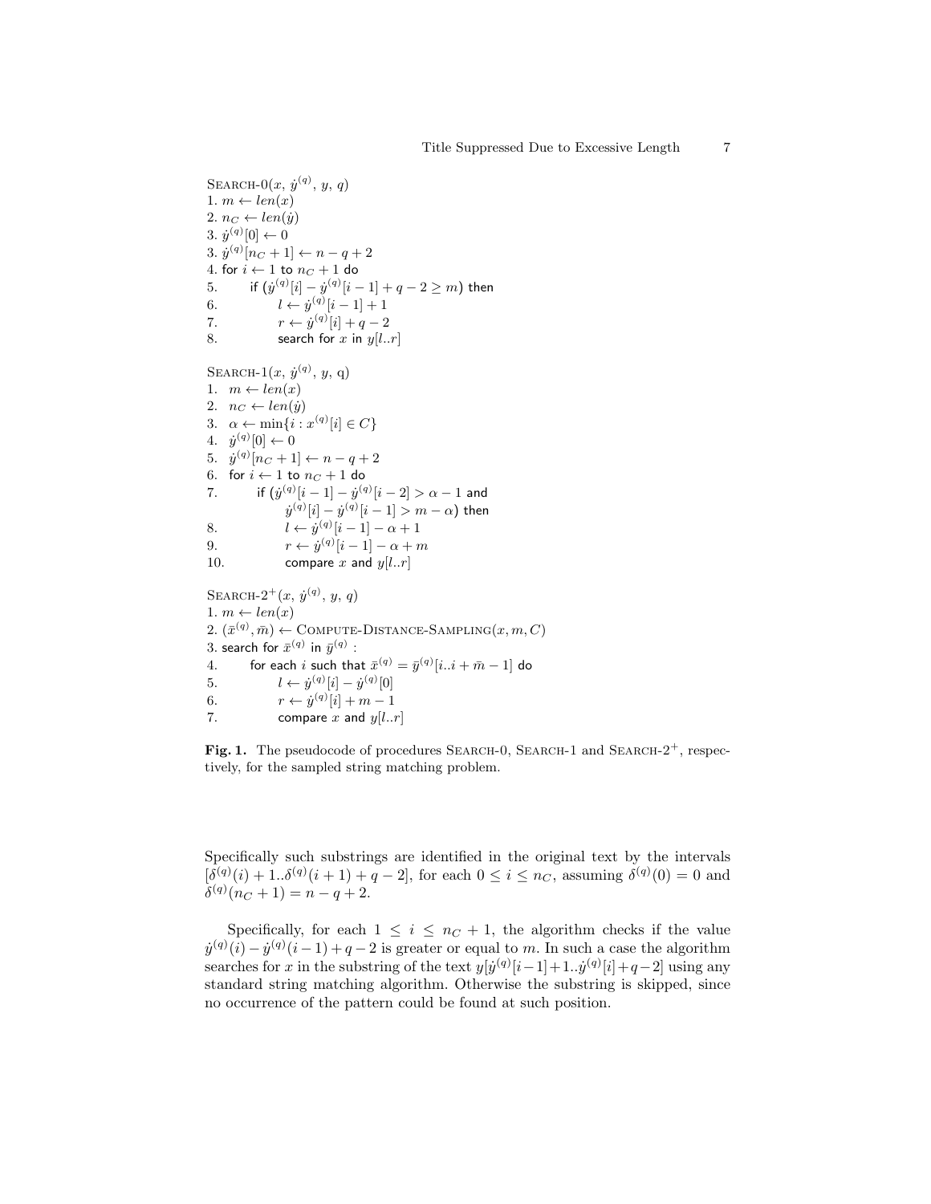```
SEARCH-0(x, ẏ^(q), y, q)
1. m ← len(x)
2. n_C ← len(ẏ)
3. ẏ^(q)[0] ← 0
3. ẏ^(q)[n_C + 1] ← n − q + 2
4. for i ← 1 to n_C + 1 do
5.      if (ẏ^(q)[i] − ẏ^(q)[i − 1] + q − 2 ≥ m) then
6.           l ← ẏ^(q)[i − 1] + 1
7.           r ← ẏ^(q)[i] + q − 2
8.           search for x in y[l..r]

SEARCH-1(x, ẏ^(q), y, q)
1.  m ← len(x)
2.  n_C ← len(ẏ)
3.  α ← min{i : x^(q)[i] ∈ C}
4.  ẏ^(q)[0] ← 0
5.  ẏ^(q)[n_C + 1] ← n − q + 2
6.  for i ← 1 to n_C + 1 do
7.       if (ẏ^(q)[i − 1] − ẏ^(q)[i − 2] > α − 1 and
             ẏ^(q)[i] − ẏ^(q)[i − 1] > m − α) then
8.            l ← ẏ^(q)[i − 1] − α + 1
9.            r ← ẏ^(q)[i − 1] − α + m
10.           compare x and y[l..r]

SEARCH-2+(x, ẏ^(q), y, q)
1. m ← len(x)
2. (x̄^(q), m̄) ← COMPUTE-DISTANCE-SAMPLING(x, m, C)
3. search for x̄^(q) in ȳ^(q) :
4.      for each i such that x̄^(q) = ȳ^(q)[i..i + m̄ − 1] do
5.           l ← ẏ^(q)[i] − ẏ^(q)[0]
6.           r ← ẏ^(q)[i] + m − 1
7.           compare x and y[l..r]
```

**Fig. 1.** The pseudocode of procedures SEARCH-0, SEARCH-1 and SEARCH-2$^+$, respectively, for the sampled string matching problem.

Specifically such substrings are identified in the original text by the intervals $[\delta^{(q)}(i)+1..\delta^{(q)}(i+1)+q-2]$, for each $0 \leq i \leq n_C$, assuming $\delta^{(q)}(0) = 0$ and $\delta^{(q)}(n_C + 1) = n - q + 2$.

Specifically, for each $1 \leq i \leq n_C + 1$, the algorithm checks if the value $\dot{y}^{(q)}(i) - \dot{y}^{(q)}(i-1) + q - 2$ is greater or equal to $m$. In such a case the algorithm searches for $x$ in the substring of the text $y[\dot{y}^{(q)}[i-1]+1..\dot{y}^{(q)}[i]+q-2]$ using any standard string matching algorithm. Otherwise the substring is skipped, since no occurrence of the pattern could be found at such position.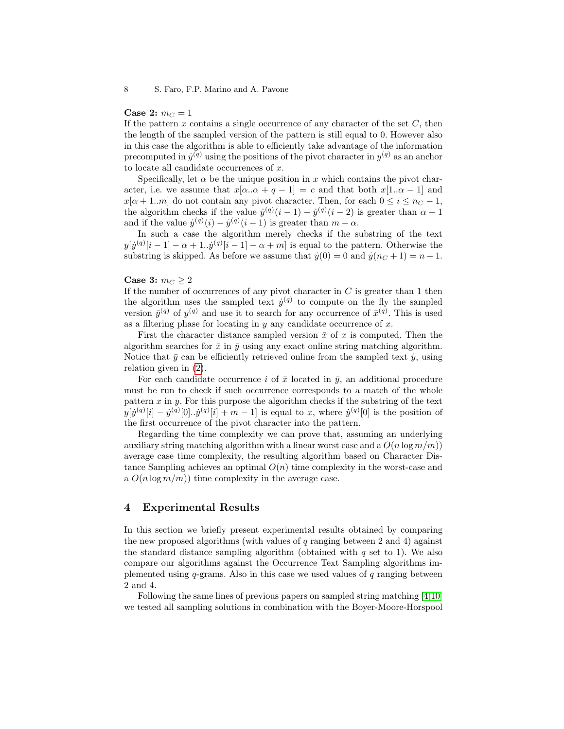**Case 2:** $m_C = 1$

If the pattern $x$ contains a single occurrence of any character of the set $C$, then the length of the sampled version of the pattern is still equal to 0. However also in this case the algorithm is able to efficiently take advantage of the information precomputed in $\dot{y}^{(q)}$ using the positions of the pivot character in $y^{(q)}$ as an anchor to locate all candidate occurrences of $x$.

Specifically, let $\alpha$ be the unique position in $x$ which contains the pivot character, i.e. we assume that $x[\alpha..\alpha + q - 1] = c$ and that both $x[1..\alpha - 1]$ and $x[\alpha + 1..m]$ do not contain any pivot character. Then, for each $0 \leq i \leq n_C - 1$, the algorithm checks if the value $\dot{y}^{(q)}(i - 1) - \dot{y}^{(q)}(i - 2)$ is greater than $\alpha - 1$ and if the value $\dot{y}^{(q)}(i) - \dot{y}^{(q)}(i - 1)$ is greater than $m - \alpha$.

In such a case the algorithm merely checks if the substring of the text $y[\dot{y}^{(q)}[i - 1] - \alpha + 1..\dot{y}^{(q)}[i - 1] - \alpha + m]$ is equal to the pattern. Otherwise the substring is skipped. As before we assume that $\dot{y}(0) = 0$ and $\dot{y}(n_C + 1) = n + 1$.

**Case 3:** $m_C \geq 2$

If the number of occurrences of any pivot character in $C$ is greater than 1 then the algorithm uses the sampled text $\dot{y}^{(q)}$ to compute on the fly the sampled version $\bar{y}^{(q)}$ of $y^{(q)}$ and use it to search for any occurrence of $\bar{x}^{(q)}$. This is used as a filtering phase for locating in $y$ any candidate occurrence of $x$.

First the character distance sampled version $\bar{x}$ of $x$ is computed. Then the algorithm searches for $\bar{x}$ in $\bar{y}$ using any exact online string matching algorithm. Notice that $\bar{y}$ can be efficiently retrieved online from the sampled text $\dot{y}$, using relation given in (2).

For each candidate occurrence $i$ of $\bar{x}$ located in $\bar{y}$, an additional procedure must be run to check if such occurrence corresponds to a match of the whole pattern $x$ in $y$. For this purpose the algorithm checks if the substring of the text $y[\dot{y}^{(q)}[i] - \dot{y}^{(q)}[0]..\dot{y}^{(q)}[i] + m - 1]$ is equal to $x$, where $\dot{y}^{(q)}[0]$ is the position of the first occurrence of the pivot character into the pattern.

Regarding the time complexity we can prove that, assuming an underlying auxiliary string matching algorithm with a linear worst case and a $O(n \log m/m))$ average case time complexity, the resulting algorithm based on Character Distance Sampling achieves an optimal $O(n)$ time complexity in the worst-case and a $O(n \log m/m))$ time complexity in the average case.

## 4 Experimental Results

In this section we briefly present experimental results obtained by comparing the new proposed algorithms (with values of $q$ ranging between 2 and 4) against the standard distance sampling algorithm (obtained with $q$ set to 1). We also compare our algorithms against the Occurrence Text Sampling algorithms implemented using $q$-grams. Also in this case we used values of $q$ ranging between 2 and 4.

Following the same lines of previous papers on sampled string matching [4,10] we tested all sampling solutions in combination with the Boyer-Moore-Horspool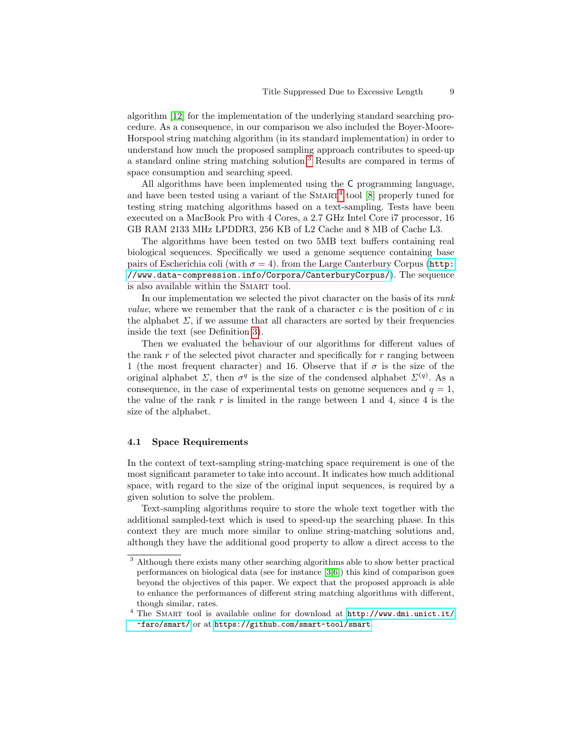algorithm [12] for the implementation of the underlying standard searching procedure. As a consequence, in our comparison we also included the Boyer-Moore-Horspool string matching algorithm (in its standard implementation) in order to understand how much the proposed sampling approach contributes to speed-up a standard online string matching solution.[3] Results are compared in terms of space consumption and searching speed.

All algorithms have been implemented using the C programming language, and have been tested using a variant of the SMART[4] tool [8] properly tuned for testing string matching algorithms based on a text-sampling. Tests have been executed on a MacBook Pro with 4 Cores, a 2.7 GHz Intel Core i7 processor, 16 GB RAM 2133 MHz LPDDR3, 256 KB of L2 Cache and 8 MB of Cache L3.

The algorithms have been tested on two 5MB text buffers containing real biological sequences. Specifically we used a genome sequence containing base pairs of Escherichia coli (with $\sigma = 4$). from the Large Canterbury Corpus (`http://www.data-compression.info/Corpora/CanterburyCorpus/`). The sequence is also available within the SMART tool.

In our implementation we selected the pivot character on the basis of its *rank value*, where we remember that the rank of a character $c$ is the position of $c$ in the alphabet $\Sigma$, if we assume that all characters are sorted by their frequencies inside the text (see Definition 3).

Then we evaluated the behaviour of our algorithms for different values of the rank $r$ of the selected pivot character and specifically for $r$ ranging between 1 (the most frequent character) and 16. Observe that if $\sigma$ is the size of the original alphabet $\Sigma$, then $\sigma^q$ is the size of the condensed alphabet $\Sigma^{(q)}$. As a consequence, in the case of experimental tests on genome sequences and $q = 1$, the value of the rank $r$ is limited in the range between 1 and 4, since 4 is the size of the alphabet.

### 4.1 Space Requirements

In the context of text-sampling string-matching space requirement is one of the most significant parameter to take into account. It indicates how much additional space, with regard to the size of the original input sequences, is required by a given solution to solve the problem.

Text-sampling algorithms require to store the whole text together with the additional sampled-text which is used to speed-up the searching phase. In this context they are much more similar to online string-matching solutions and, although they have the additional good property to allow a direct access to the

---

[3] Although there exists many other searching algorithms able to show better practical performances on biological data (see for instance [3,6]) this kind of comparison goes beyond the objectives of this paper. We expect that the proposed approach is able to enhance the performances of different string matching algorithms with different, though similar, rates.

[4] The SMART tool is available online for download at `http://www.dmi.unict.it/~faro/smart/` or at `https://github.com/smart-tool/smart`.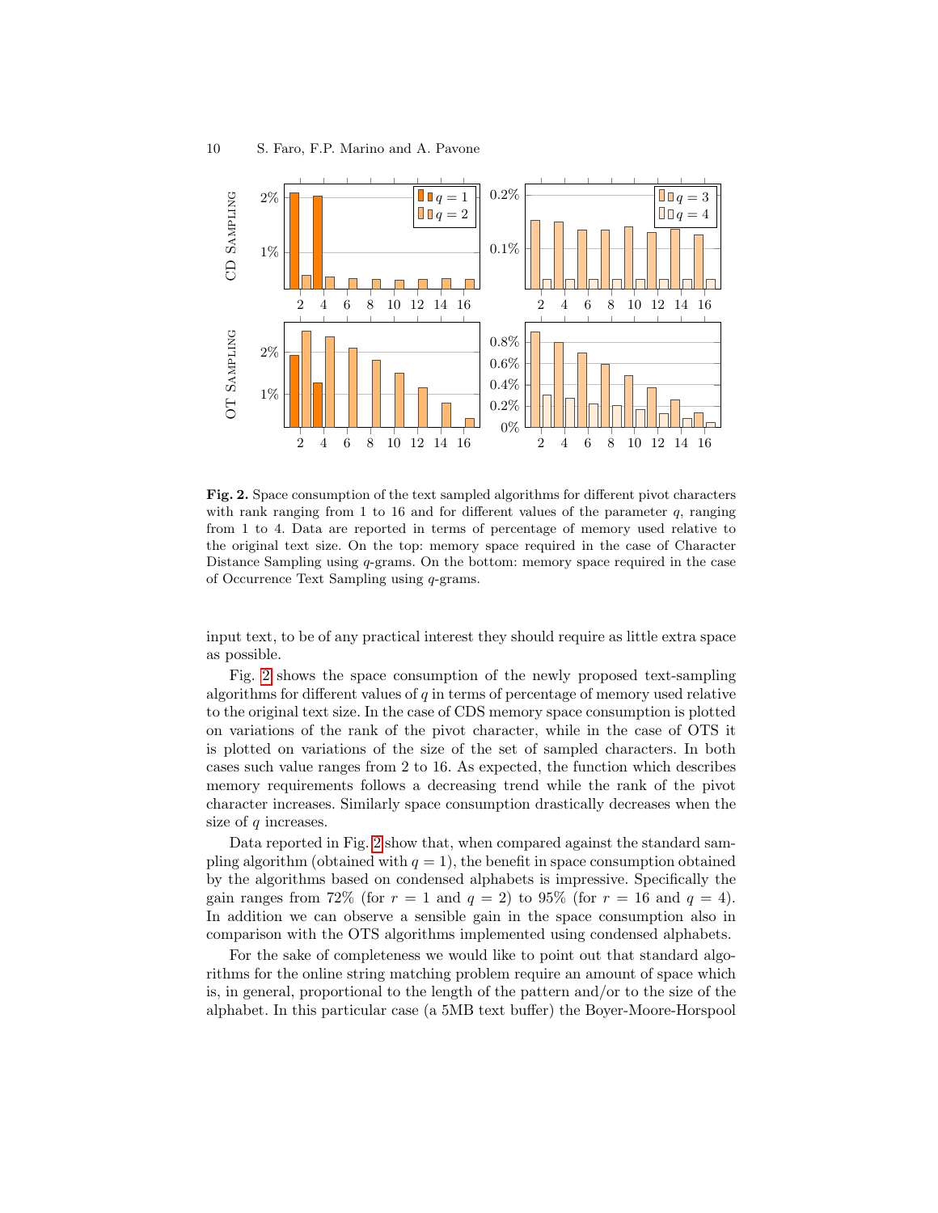**Fig. 2.** Space consumption of the text sampled algorithms for different pivot characters with rank ranging from 1 to 16 and for different values of the parameter $q$, ranging from 1 to 4. Data are reported in terms of percentage of memory used relative to the original text size. On the top: memory space required in the case of Character Distance Sampling using $q$-grams. On the bottom: memory space required in the case of Occurrence Text Sampling using $q$-grams.

input text, to be of any practical interest they should require as little extra space as possible.

Fig. 2 shows the space consumption of the newly proposed text-sampling algorithms for different values of $q$ in terms of percentage of memory used relative to the original text size. In the case of CDS memory space consumption is plotted on variations of the rank of the pivot character, while in the case of OTS it is plotted on variations of the size of the set of sampled characters. In both cases such value ranges from 2 to 16. As expected, the function which describes memory requirements follows a decreasing trend while the rank of the pivot character increases. Similarly space consumption drastically decreases when the size of $q$ increases.

Data reported in Fig. 2 show that, when compared against the standard sampling algorithm (obtained with $q = 1$), the benefit in space consumption obtained by the algorithms based on condensed alphabets is impressive. Specifically the gain ranges from 72% (for $r = 1$ and $q = 2$) to 95% (for $r = 16$ and $q = 4$). In addition we can observe a sensible gain in the space consumption also in comparison with the OTS algorithms implemented using condensed alphabets.

For the sake of completeness we would like to point out that standard algorithms for the online string matching problem require an amount of space which is, in general, proportional to the length of the pattern and/or to the size of the alphabet. In this particular case (a 5MB text buffer) the Boyer-Moore-Horspool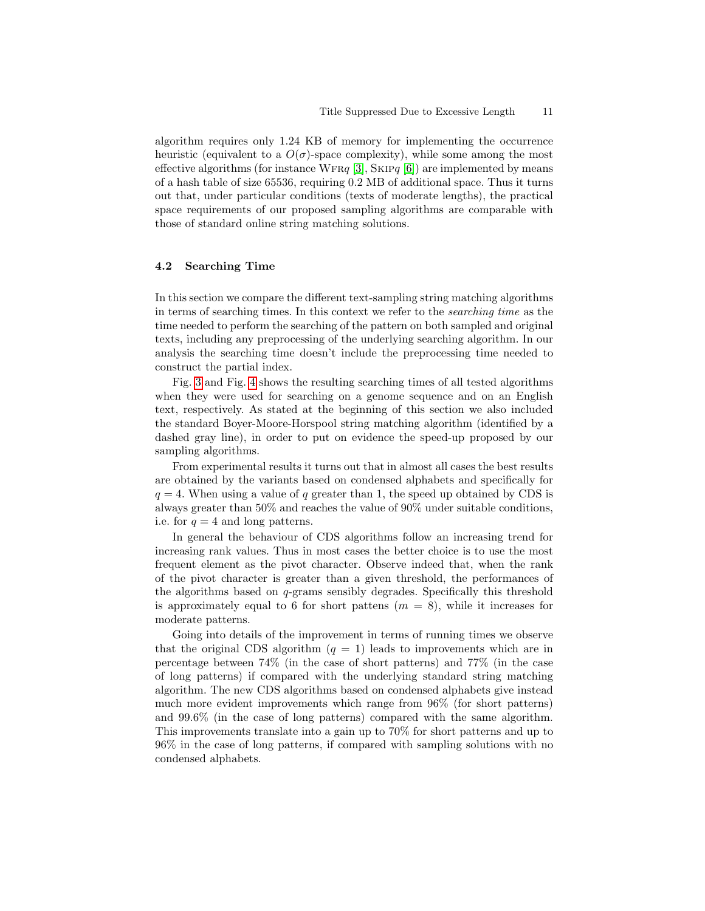algorithm requires only 1.24 KB of memory for implementing the occurrence heuristic (equivalent to a $O(\sigma)$-space complexity), while some among the most effective algorithms (for instance WFR$q$ [3], SKIP$q$ [6]) are implemented by means of a hash table of size 65536, requiring 0.2 MB of additional space. Thus it turns out that, under particular conditions (texts of moderate lengths), the practical space requirements of our proposed sampling algorithms are comparable with those of standard online string matching solutions.

### 4.2 Searching Time

In this section we compare the different text-sampling string matching algorithms in terms of searching times. In this context we refer to the *searching time* as the time needed to perform the searching of the pattern on both sampled and original texts, including any preprocessing of the underlying searching algorithm. In our analysis the searching time doesn't include the preprocessing time needed to construct the partial index.

Fig. 3 and Fig. 4 shows the resulting searching times of all tested algorithms when they were used for searching on a genome sequence and on an English text, respectively. As stated at the beginning of this section we also included the standard Boyer-Moore-Horspool string matching algorithm (identified by a dashed gray line), in order to put on evidence the speed-up proposed by our sampling algorithms.

From experimental results it turns out that in almost all cases the best results are obtained by the variants based on condensed alphabets and specifically for $q = 4$. When using a value of $q$ greater than 1, the speed up obtained by CDS is always greater than 50% and reaches the value of 90% under suitable conditions, i.e. for $q = 4$ and long patterns.

In general the behaviour of CDS algorithms follow an increasing trend for increasing rank values. Thus in most cases the better choice is to use the most frequent element as the pivot character. Observe indeed that, when the rank of the pivot character is greater than a given threshold, the performances of the algorithms based on $q$-grams sensibly degrades. Specifically this threshold is approximately equal to 6 for short pattens ($m = 8$), while it increases for moderate patterns.

Going into details of the improvement in terms of running times we observe that the original CDS algorithm ($q = 1$) leads to improvements which are in percentage between 74% (in the case of short patterns) and 77% (in the case of long patterns) if compared with the underlying standard string matching algorithm. The new CDS algorithms based on condensed alphabets give instead much more evident improvements which range from 96% (for short patterns) and 99.6% (in the case of long patterns) compared with the same algorithm. This improvements translate into a gain up to 70% for short patterns and up to 96% in the case of long patterns, if compared with sampling solutions with no condensed alphabets.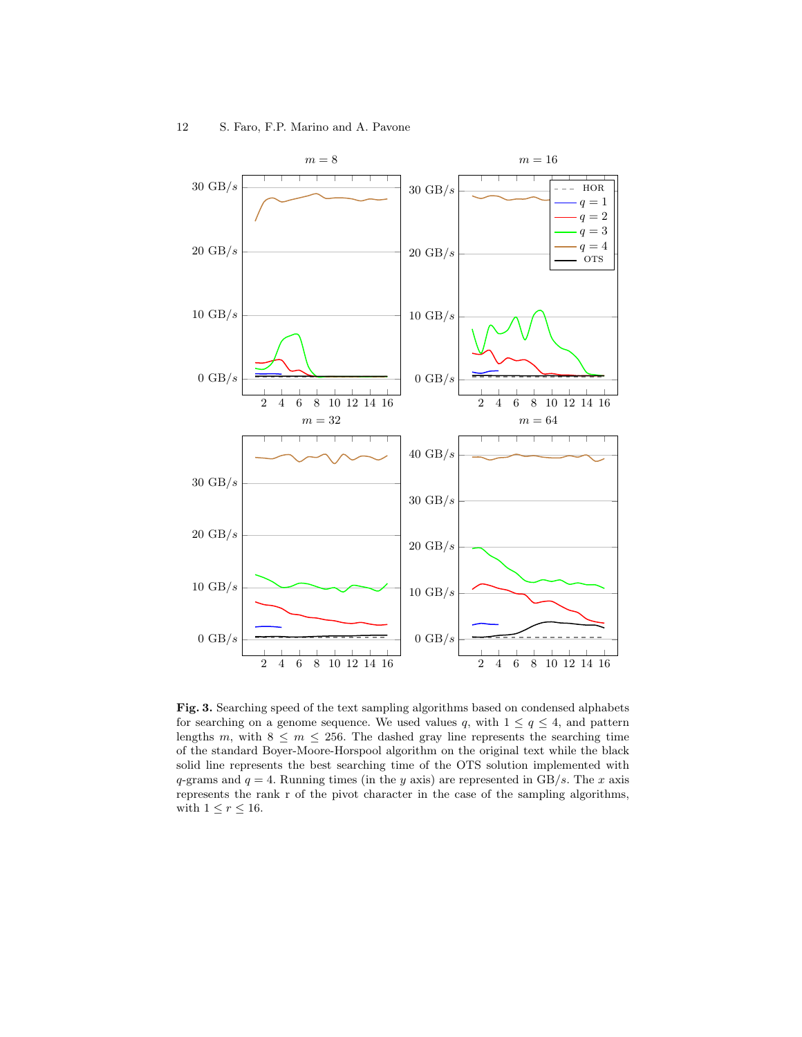**Fig. 3.** Searching speed of the text sampling algorithms based on condensed alphabets for searching on a genome sequence. We used values $q$, with $1 \leq q \leq 4$, and pattern lengths $m$, with $8 \leq m \leq 256$. The dashed gray line represents the searching time of the standard Boyer-Moore-Horspool algorithm on the original text while the black solid line represents the best searching time of the OTS solution implemented with $q$-grams and $q = 4$. Running times (in the $y$ axis) are represented in GB/$s$. The $x$ axis represents the rank r of the pivot character in the case of the sampling algorithms, with $1 \leq r \leq 16$.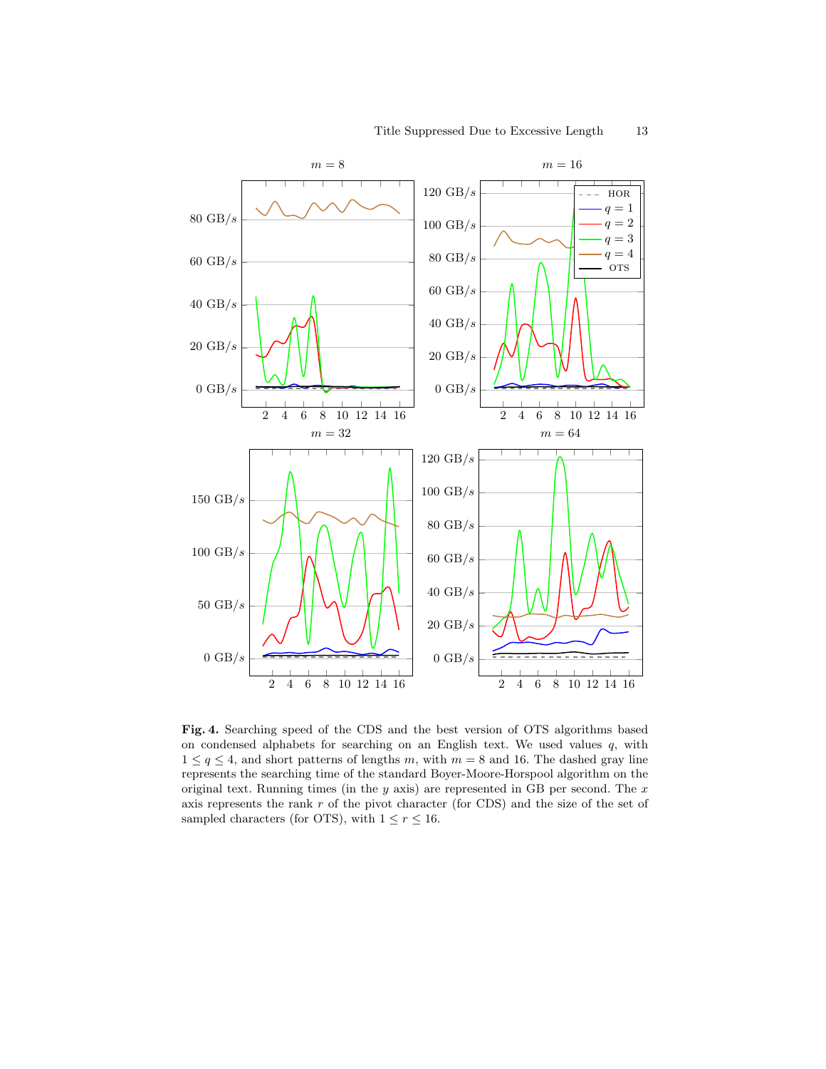**Fig. 4.** Searching speed of the CDS and the best version of OTS algorithms based on condensed alphabets for searching on an English text. We used values $q$, with $1 \leq q \leq 4$, and short patterns of lengths $m$, with $m = 8$ and 16. The dashed gray line represents the searching time of the standard Boyer-Moore-Horspool algorithm on the original text. Running times (in the $y$ axis) are represented in GB per second. The $x$ axis represents the rank $r$ of the pivot character (for CDS) and the size of the set of sampled characters (for OTS), with $1 \leq r \leq 16$.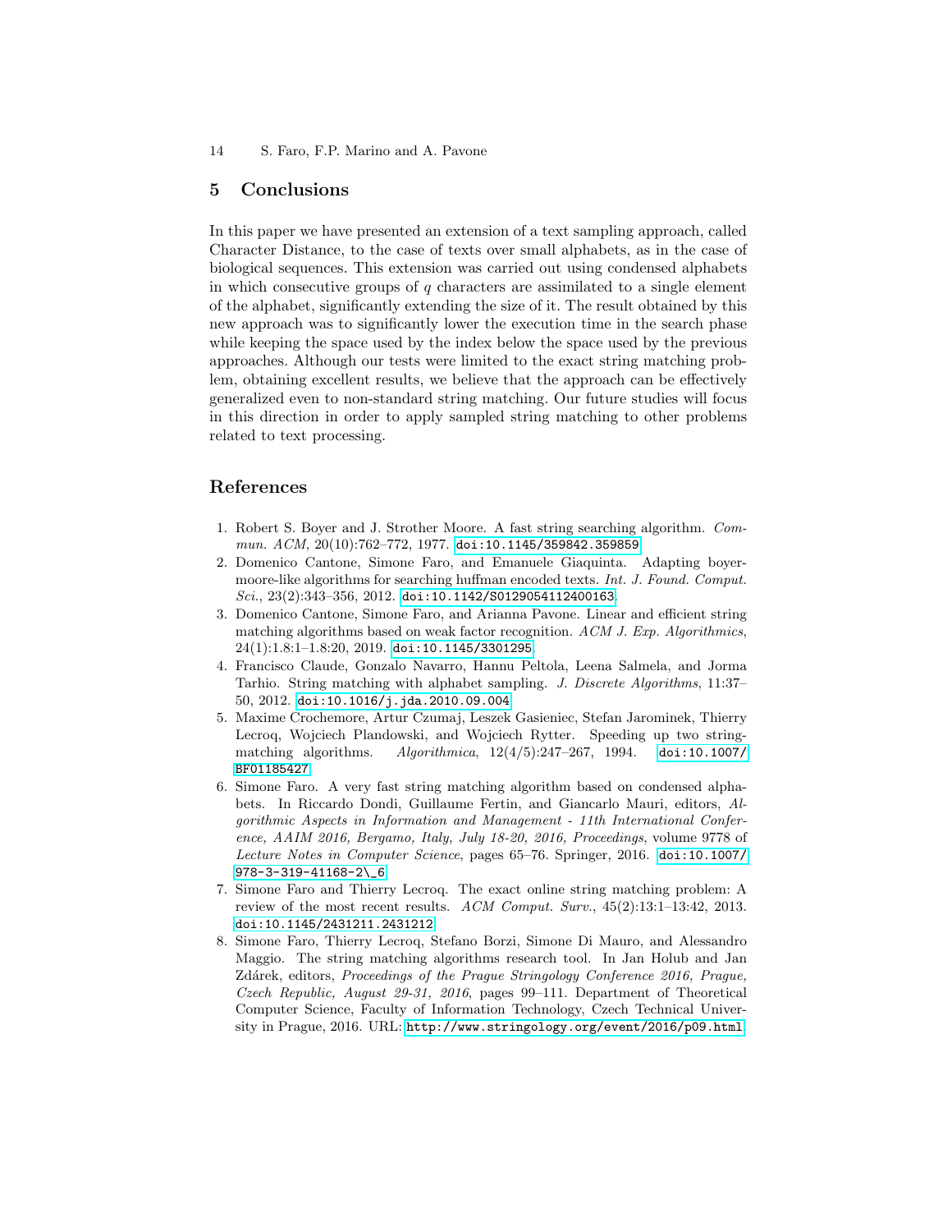## 5 Conclusions

In this paper we have presented an extension of a text sampling approach, called Character Distance, to the case of texts over small alphabets, as in the case of biological sequences. This extension was carried out using condensed alphabets in which consecutive groups of $q$ characters are assimilated to a single element of the alphabet, significantly extending the size of it. The result obtained by this new approach was to significantly lower the execution time in the search phase while keeping the space used by the index below the space used by the previous approaches. Although our tests were limited to the exact string matching problem, obtaining excellent results, we believe that the approach can be effectively generalized even to non-standard string matching. Our future studies will focus in this direction in order to apply sampled string matching to other problems related to text processing.

## References

1. Robert S. Boyer and J. Strother Moore. A fast string searching algorithm. *Commun. ACM*, 20(10):762–772, 1977. doi:10.1145/359842.359859.
2. Domenico Cantone, Simone Faro, and Emanuele Giaquinta. Adapting boyer-moore-like algorithms for searching huffman encoded texts. *Int. J. Found. Comput. Sci.*, 23(2):343–356, 2012. doi:10.1142/S0129054112400163.
3. Domenico Cantone, Simone Faro, and Arianna Pavone. Linear and efficient string matching algorithms based on weak factor recognition. *ACM J. Exp. Algorithmics*, 24(1):1.8:1–1.8:20, 2019. doi:10.1145/3301295.
4. Francisco Claude, Gonzalo Navarro, Hannu Peltola, Leena Salmela, and Jorma Tarhio. String matching with alphabet sampling. *J. Discrete Algorithms*, 11:37–50, 2012. doi:10.1016/j.jda.2010.09.004.
5. Maxime Crochemore, Artur Czumaj, Leszek Gasieniec, Stefan Jarominek, Thierry Lecroq, Wojciech Plandowski, and Wojciech Rytter. Speeding up two string-matching algorithms. *Algorithmica*, 12(4/5):247–267, 1994. doi:10.1007/BF01185427.
6. Simone Faro. A very fast string matching algorithm based on condensed alphabets. In Riccardo Dondi, Guillaume Fertin, and Giancarlo Mauri, editors, *Algorithmic Aspects in Information and Management - 11th International Conference, AAIM 2016, Bergamo, Italy, July 18-20, 2016, Proceedings*, volume 9778 of *Lecture Notes in Computer Science*, pages 65–76. Springer, 2016. doi:10.1007/978-3-319-41168-2_6.
7. Simone Faro and Thierry Lecroq. The exact online string matching problem: A review of the most recent results. *ACM Comput. Surv.*, 45(2):13:1–13:42, 2013. doi:10.1145/2431211.2431212.
8. Simone Faro, Thierry Lecroq, Stefano Borzi, Simone Di Mauro, and Alessandro Maggio. The string matching algorithms research tool. In Jan Holub and Jan Zdárek, editors, *Proceedings of the Prague Stringology Conference 2016, Prague, Czech Republic, August 29-31, 2016*, pages 99–111. Department of Theoretical Computer Science, Faculty of Information Technology, Czech Technical University in Prague, 2016. URL: http://www.stringology.org/event/2016/p09.html.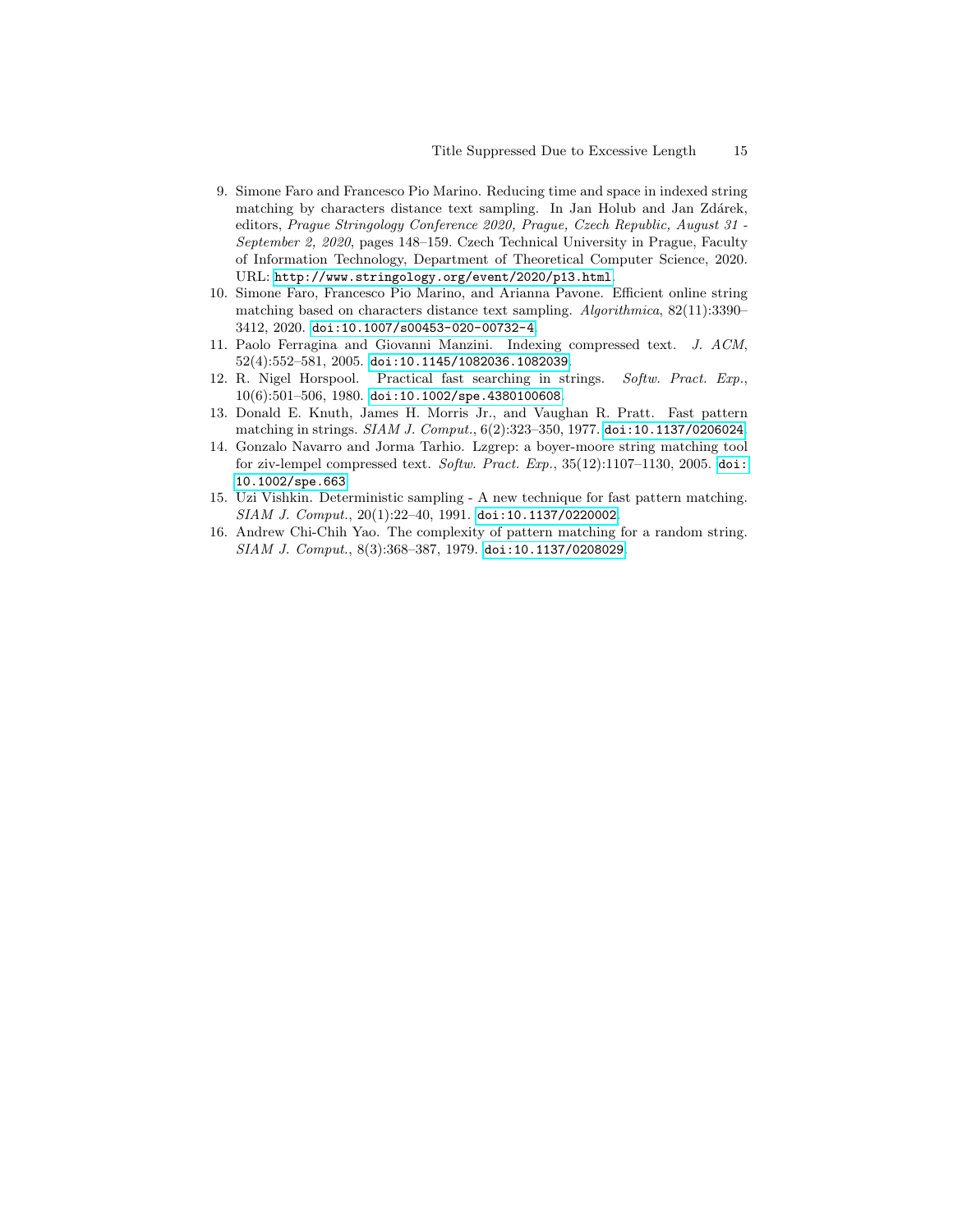9. Simone Faro and Francesco Pio Marino. Reducing time and space in indexed string matching by characters distance text sampling. In Jan Holub and Jan Zdárek, editors, *Prague Stringology Conference 2020, Prague, Czech Republic, August 31 - September 2, 2020*, pages 148–159. Czech Technical University in Prague, Faculty of Information Technology, Department of Theoretical Computer Science, 2020. URL: `http://www.stringology.org/event/2020/p13.html`.
10. Simone Faro, Francesco Pio Marino, and Arianna Pavone. Efficient online string matching based on characters distance text sampling. *Algorithmica*, 82(11):3390–3412, 2020. `doi:10.1007/s00453-020-00732-4`.
11. Paolo Ferragina and Giovanni Manzini. Indexing compressed text. *J. ACM*, 52(4):552–581, 2005. `doi:10.1145/1082036.1082039`.
12. R. Nigel Horspool. Practical fast searching in strings. *Softw. Pract. Exp.*, 10(6):501–506, 1980. `doi:10.1002/spe.4380100608`.
13. Donald E. Knuth, James H. Morris Jr., and Vaughan R. Pratt. Fast pattern matching in strings. *SIAM J. Comput.*, 6(2):323–350, 1977. `doi:10.1137/0206024`.
14. Gonzalo Navarro and Jorma Tarhio. Lzgrep: a boyer-moore string matching tool for ziv-lempel compressed text. *Softw. Pract. Exp.*, 35(12):1107–1130, 2005. `doi:10.1002/spe.663`.
15. Uzi Vishkin. Deterministic sampling - A new technique for fast pattern matching. *SIAM J. Comput.*, 20(1):22–40, 1991. `doi:10.1137/0220002`.
16. Andrew Chi-Chih Yao. The complexity of pattern matching for a random string. *SIAM J. Comput.*, 8(3):368–387, 1979. `doi:10.1137/0208029`.